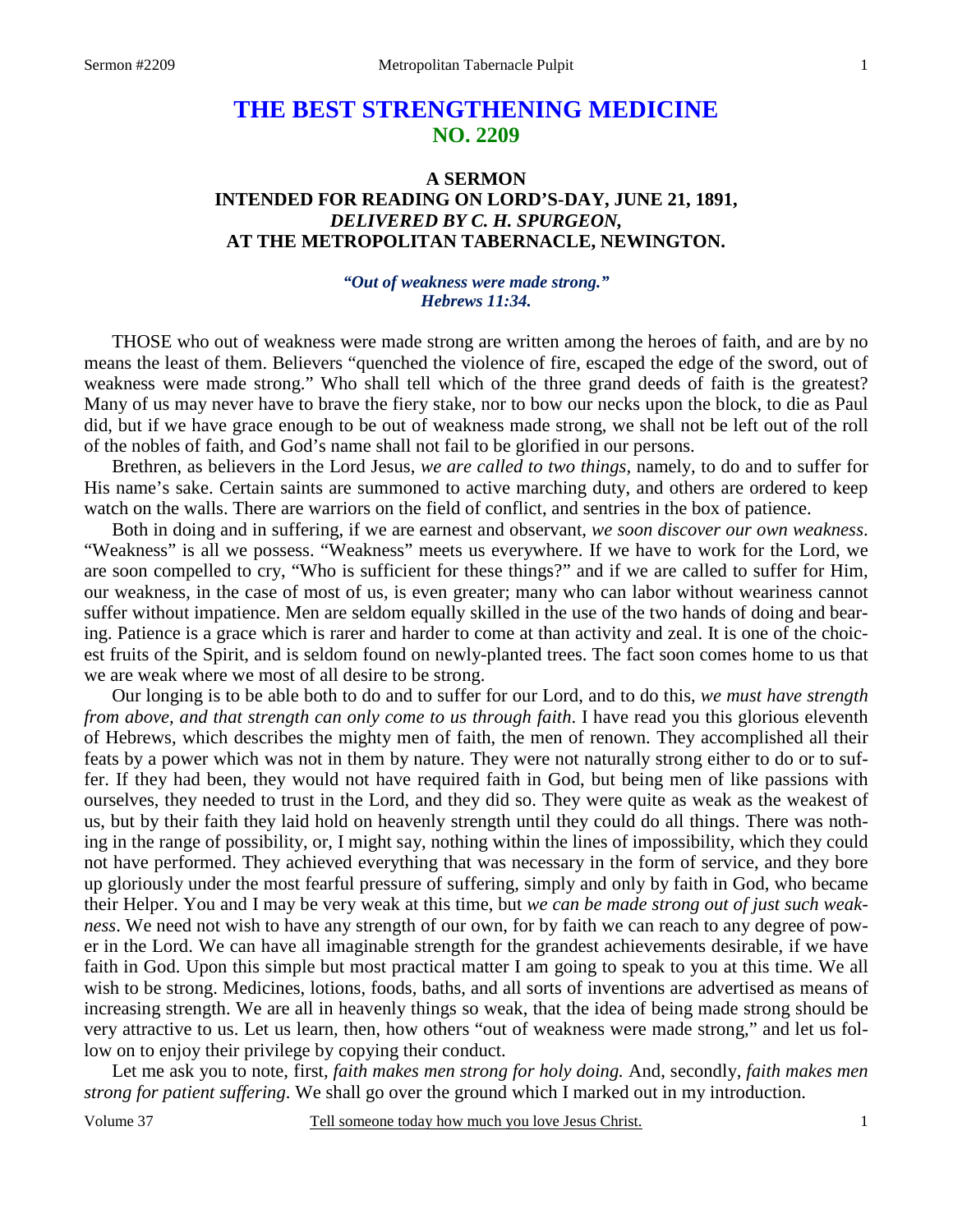# THE BEST STRENGTHENING MEDICINE
## NO. 2209

### A SERMON
### INTENDED FOR READING ON LORD'S-DAY, JUNE 21, 1891,
### *DELIVERED BY C. H. SPURGEON,*
### AT THE METROPOLITAN TABERNACLE, NEWINGTON.

***"Out of weakness were made strong." Hebrews 11:34.***

THOSE who out of weakness were made strong are written among the heroes of faith, and are by no means the least of them. Believers "quenched the violence of fire, escaped the edge of the sword, out of weakness were made strong." Who shall tell which of the three grand deeds of faith is the greatest? Many of us may never have to brave the fiery stake, nor to bow our necks upon the block, to die as Paul did, but if we have grace enough to be out of weakness made strong, we shall not be left out of the roll of the nobles of faith, and God's name shall not fail to be glorified in our persons.

Brethren, as believers in the Lord Jesus, *we are called to two things*, namely, to do and to suffer for His name's sake. Certain saints are summoned to active marching duty, and others are ordered to keep watch on the walls. There are warriors on the field of conflict, and sentries in the box of patience.

Both in doing and in suffering, if we are earnest and observant, *we soon discover our own weakness*. "Weakness" is all we possess. "Weakness" meets us everywhere. If we have to work for the Lord, we are soon compelled to cry, "Who is sufficient for these things?" and if we are called to suffer for Him, our weakness, in the case of most of us, is even greater; many who can labor without weariness cannot suffer without impatience. Men are seldom equally skilled in the use of the two hands of doing and bearing. Patience is a grace which is rarer and harder to come at than activity and zeal. It is one of the choicest fruits of the Spirit, and is seldom found on newly-planted trees. The fact soon comes home to us that we are weak where we most of all desire to be strong.

Our longing is to be able both to do and to suffer for our Lord, and to do this, *we must have strength from above, and that strength can only come to us through faith*. I have read you this glorious eleventh of Hebrews, which describes the mighty men of faith, the men of renown. They accomplished all their feats by a power which was not in them by nature. They were not naturally strong either to do or to suffer. If they had been, they would not have required faith in God, but being men of like passions with ourselves, they needed to trust in the Lord, and they did so. They were quite as weak as the weakest of us, but by their faith they laid hold on heavenly strength until they could do all things. There was nothing in the range of possibility, or, I might say, nothing within the lines of impossibility, which they could not have performed. They achieved everything that was necessary in the form of service, and they bore up gloriously under the most fearful pressure of suffering, simply and only by faith in God, who became their Helper. You and I may be very weak at this time, but *we can be made strong out of just such weakness*. We need not wish to have any strength of our own, for by faith we can reach to any degree of power in the Lord. We can have all imaginable strength for the grandest achievements desirable, if we have faith in God. Upon this simple but most practical matter I am going to speak to you at this time. We all wish to be strong. Medicines, lotions, foods, baths, and all sorts of inventions are advertised as means of increasing strength. We are all in heavenly things so weak, that the idea of being made strong should be very attractive to us. Let us learn, then, how others "out of weakness were made strong," and let us follow on to enjoy their privilege by copying their conduct.

Let me ask you to note, first, *faith makes men strong for holy doing.* And, secondly, *faith makes men strong for patient suffering*. We shall go over the ground which I marked out in my introduction.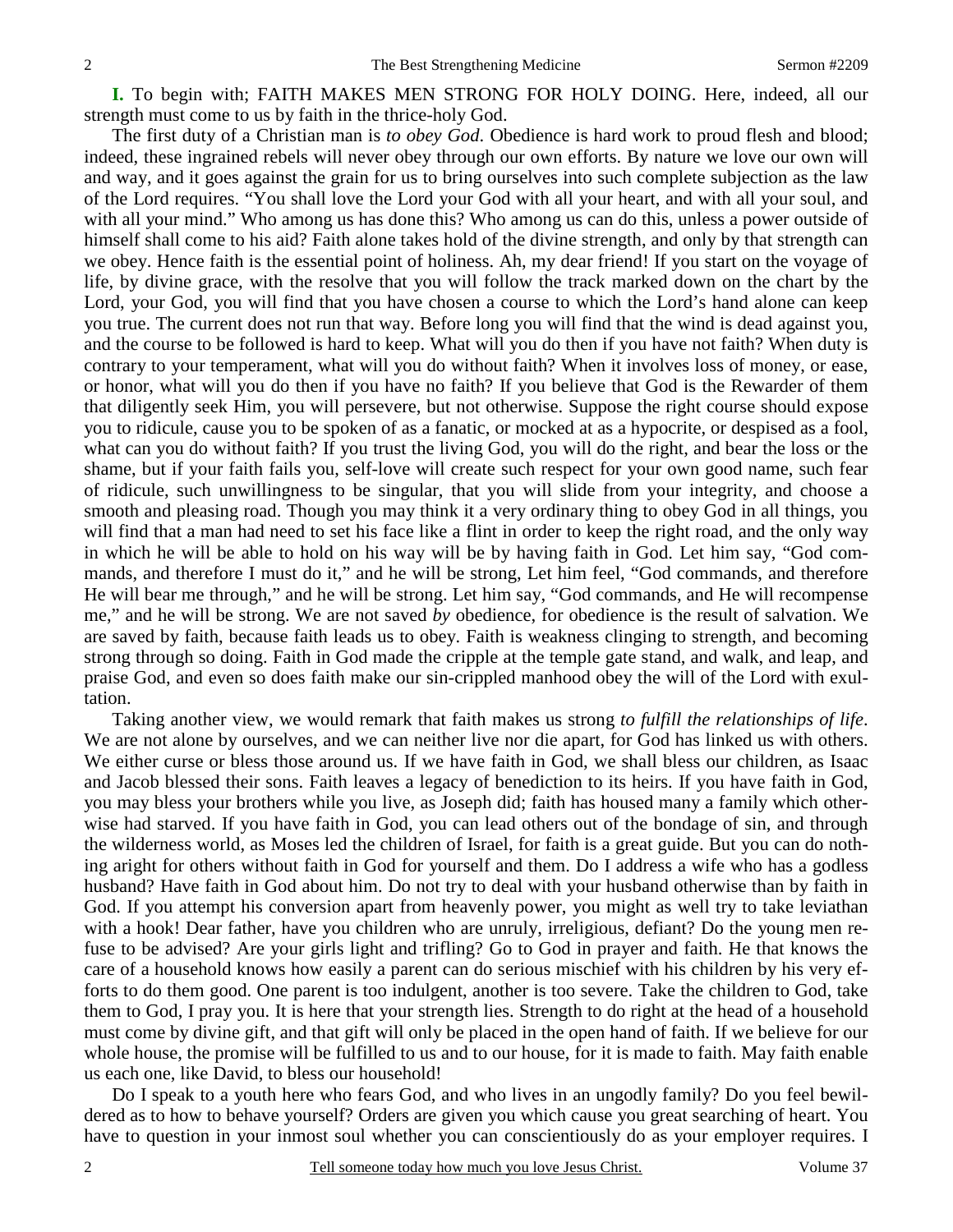**I.** To begin with; FAITH MAKES MEN STRONG FOR HOLY DOING. Here, indeed, all our strength must come to us by faith in the thrice-holy God.

The first duty of a Christian man is *to obey God*. Obedience is hard work to proud flesh and blood; indeed, these ingrained rebels will never obey through our own efforts. By nature we love our own will and way, and it goes against the grain for us to bring ourselves into such complete subjection as the law of the Lord requires. "You shall love the Lord your God with all your heart, and with all your soul, and with all your mind." Who among us has done this? Who among us can do this, unless a power outside of himself shall come to his aid? Faith alone takes hold of the divine strength, and only by that strength can we obey. Hence faith is the essential point of holiness. Ah, my dear friend! If you start on the voyage of life, by divine grace, with the resolve that you will follow the track marked down on the chart by the Lord, your God, you will find that you have chosen a course to which the Lord's hand alone can keep you true. The current does not run that way. Before long you will find that the wind is dead against you, and the course to be followed is hard to keep. What will you do then if you have not faith? When duty is contrary to your temperament, what will you do without faith? When it involves loss of money, or ease, or honor, what will you do then if you have no faith? If you believe that God is the Rewarder of them that diligently seek Him, you will persevere, but not otherwise. Suppose the right course should expose you to ridicule, cause you to be spoken of as a fanatic, or mocked at as a hypocrite, or despised as a fool, what can you do without faith? If you trust the living God, you will do the right, and bear the loss or the shame, but if your faith fails you, self-love will create such respect for your own good name, such fear of ridicule, such unwillingness to be singular, that you will slide from your integrity, and choose a smooth and pleasing road. Though you may think it a very ordinary thing to obey God in all things, you will find that a man had need to set his face like a flint in order to keep the right road, and the only way in which he will be able to hold on his way will be by having faith in God. Let him say, "God commands, and therefore I must do it," and he will be strong, Let him feel, "God commands, and therefore He will bear me through," and he will be strong. Let him say, "God commands, and He will recompense me," and he will be strong. We are not saved *by* obedience, for obedience is the result of salvation. We are saved by faith, because faith leads us to obey. Faith is weakness clinging to strength, and becoming strong through so doing. Faith in God made the cripple at the temple gate stand, and walk, and leap, and praise God, and even so does faith make our sin-crippled manhood obey the will of the Lord with exultation.

Taking another view, we would remark that faith makes us strong *to fulfill the relationships of life*. We are not alone by ourselves, and we can neither live nor die apart, for God has linked us with others. We either curse or bless those around us. If we have faith in God, we shall bless our children, as Isaac and Jacob blessed their sons. Faith leaves a legacy of benediction to its heirs. If you have faith in God, you may bless your brothers while you live, as Joseph did; faith has housed many a family which otherwise had starved. If you have faith in God, you can lead others out of the bondage of sin, and through the wilderness world, as Moses led the children of Israel, for faith is a great guide. But you can do nothing aright for others without faith in God for yourself and them. Do I address a wife who has a godless husband? Have faith in God about him. Do not try to deal with your husband otherwise than by faith in God. If you attempt his conversion apart from heavenly power, you might as well try to take leviathan with a hook! Dear father, have you children who are unruly, irreligious, defiant? Do the young men refuse to be advised? Are your girls light and trifling? Go to God in prayer and faith. He that knows the care of a household knows how easily a parent can do serious mischief with his children by his very efforts to do them good. One parent is too indulgent, another is too severe. Take the children to God, take them to God, I pray you. It is here that your strength lies. Strength to do right at the head of a household must come by divine gift, and that gift will only be placed in the open hand of faith. If we believe for our whole house, the promise will be fulfilled to us and to our house, for it is made to faith. May faith enable us each one, like David, to bless our household!

Do I speak to a youth here who fears God, and who lives in an ungodly family? Do you feel bewildered as to how to behave yourself? Orders are given you which cause you great searching of heart. You have to question in your inmost soul whether you can conscientiously do as your employer requires. I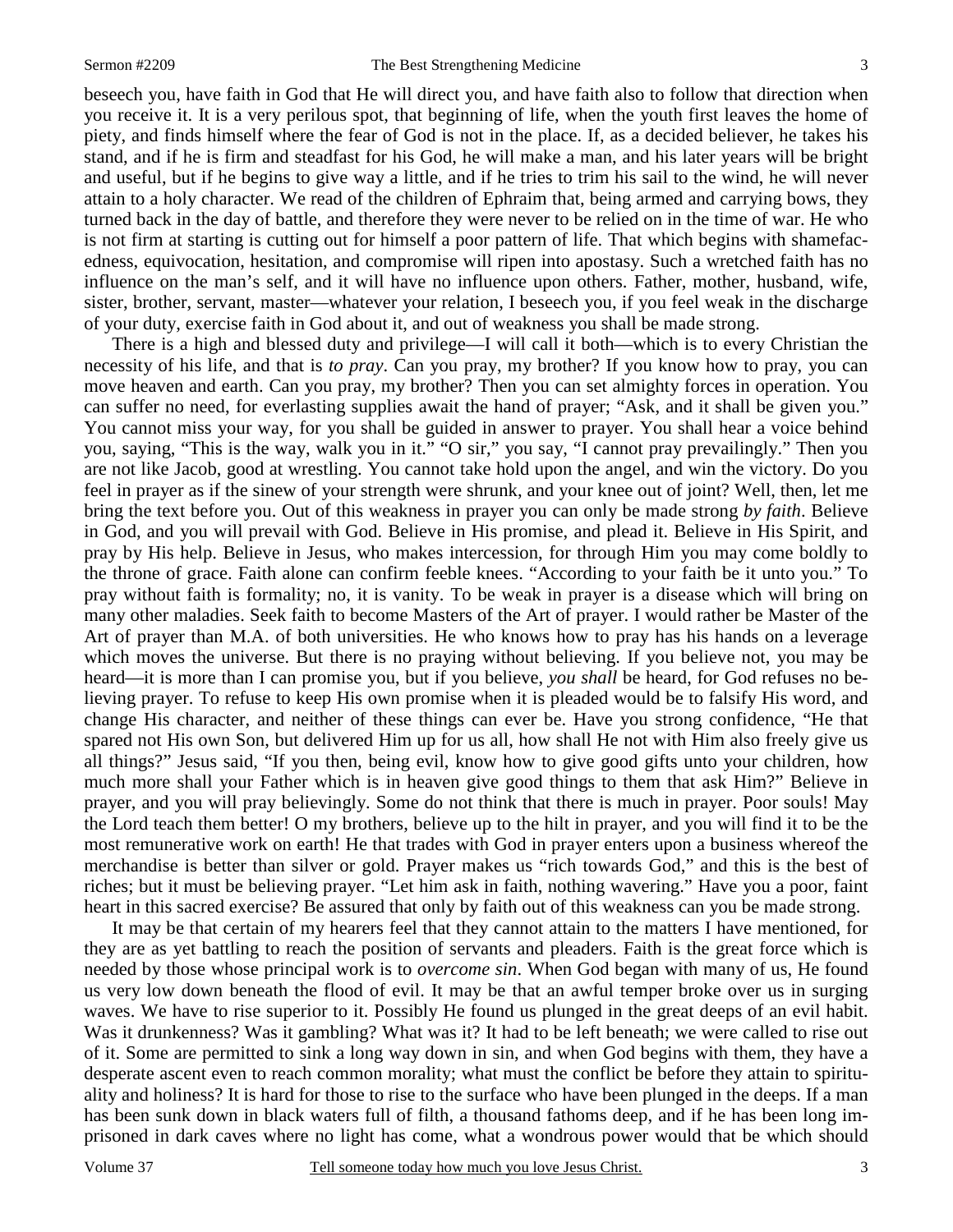beseech you, have faith in God that He will direct you, and have faith also to follow that direction when you receive it. It is a very perilous spot, that beginning of life, when the youth first leaves the home of piety, and finds himself where the fear of God is not in the place. If, as a decided believer, he takes his stand, and if he is firm and steadfast for his God, he will make a man, and his later years will be bright and useful, but if he begins to give way a little, and if he tries to trim his sail to the wind, he will never attain to a holy character. We read of the children of Ephraim that, being armed and carrying bows, they turned back in the day of battle, and therefore they were never to be relied on in the time of war. He who is not firm at starting is cutting out for himself a poor pattern of life. That which begins with shamefacedness, equivocation, hesitation, and compromise will ripen into apostasy. Such a wretched faith has no influence on the man's self, and it will have no influence upon others. Father, mother, husband, wife, sister, brother, servant, master—whatever your relation, I beseech you, if you feel weak in the discharge of your duty, exercise faith in God about it, and out of weakness you shall be made strong.

There is a high and blessed duty and privilege—I will call it both—which is to every Christian the necessity of his life, and that is *to pray*. Can you pray, my brother? If you know how to pray, you can move heaven and earth. Can you pray, my brother? Then you can set almighty forces in operation. You can suffer no need, for everlasting supplies await the hand of prayer; "Ask, and it shall be given you." You cannot miss your way, for you shall be guided in answer to prayer. You shall hear a voice behind you, saying, "This is the way, walk you in it." "O sir," you say, "I cannot pray prevailingly." Then you are not like Jacob, good at wrestling. You cannot take hold upon the angel, and win the victory. Do you feel in prayer as if the sinew of your strength were shrunk, and your knee out of joint? Well, then, let me bring the text before you. Out of this weakness in prayer you can only be made strong *by faith*. Believe in God, and you will prevail with God. Believe in His promise, and plead it. Believe in His Spirit, and pray by His help. Believe in Jesus, who makes intercession, for through Him you may come boldly to the throne of grace. Faith alone can confirm feeble knees. "According to your faith be it unto you." To pray without faith is formality; no, it is vanity. To be weak in prayer is a disease which will bring on many other maladies. Seek faith to become Masters of the Art of prayer. I would rather be Master of the Art of prayer than M.A. of both universities. He who knows how to pray has his hands on a leverage which moves the universe. But there is no praying without believing. If you believe not, you may be heard—it is more than I can promise you, but if you believe, *you shall* be heard, for God refuses no believing prayer. To refuse to keep His own promise when it is pleaded would be to falsify His word, and change His character, and neither of these things can ever be. Have you strong confidence, "He that spared not His own Son, but delivered Him up for us all, how shall He not with Him also freely give us all things?" Jesus said, "If you then, being evil, know how to give good gifts unto your children, how much more shall your Father which is in heaven give good things to them that ask Him?" Believe in prayer, and you will pray believingly. Some do not think that there is much in prayer. Poor souls! May the Lord teach them better! O my brothers, believe up to the hilt in prayer, and you will find it to be the most remunerative work on earth! He that trades with God in prayer enters upon a business whereof the merchandise is better than silver or gold. Prayer makes us "rich towards God," and this is the best of riches; but it must be believing prayer. "Let him ask in faith, nothing wavering." Have you a poor, faint heart in this sacred exercise? Be assured that only by faith out of this weakness can you be made strong.

It may be that certain of my hearers feel that they cannot attain to the matters I have mentioned, for they are as yet battling to reach the position of servants and pleaders. Faith is the great force which is needed by those whose principal work is to *overcome sin*. When God began with many of us, He found us very low down beneath the flood of evil. It may be that an awful temper broke over us in surging waves. We have to rise superior to it. Possibly He found us plunged in the great deeps of an evil habit. Was it drunkenness? Was it gambling? What was it? It had to be left beneath; we were called to rise out of it. Some are permitted to sink a long way down in sin, and when God begins with them, they have a desperate ascent even to reach common morality; what must the conflict be before they attain to spirituality and holiness? It is hard for those to rise to the surface who have been plunged in the deeps. If a man has been sunk down in black waters full of filth, a thousand fathoms deep, and if he has been long imprisoned in dark caves where no light has come, what a wondrous power would that be which should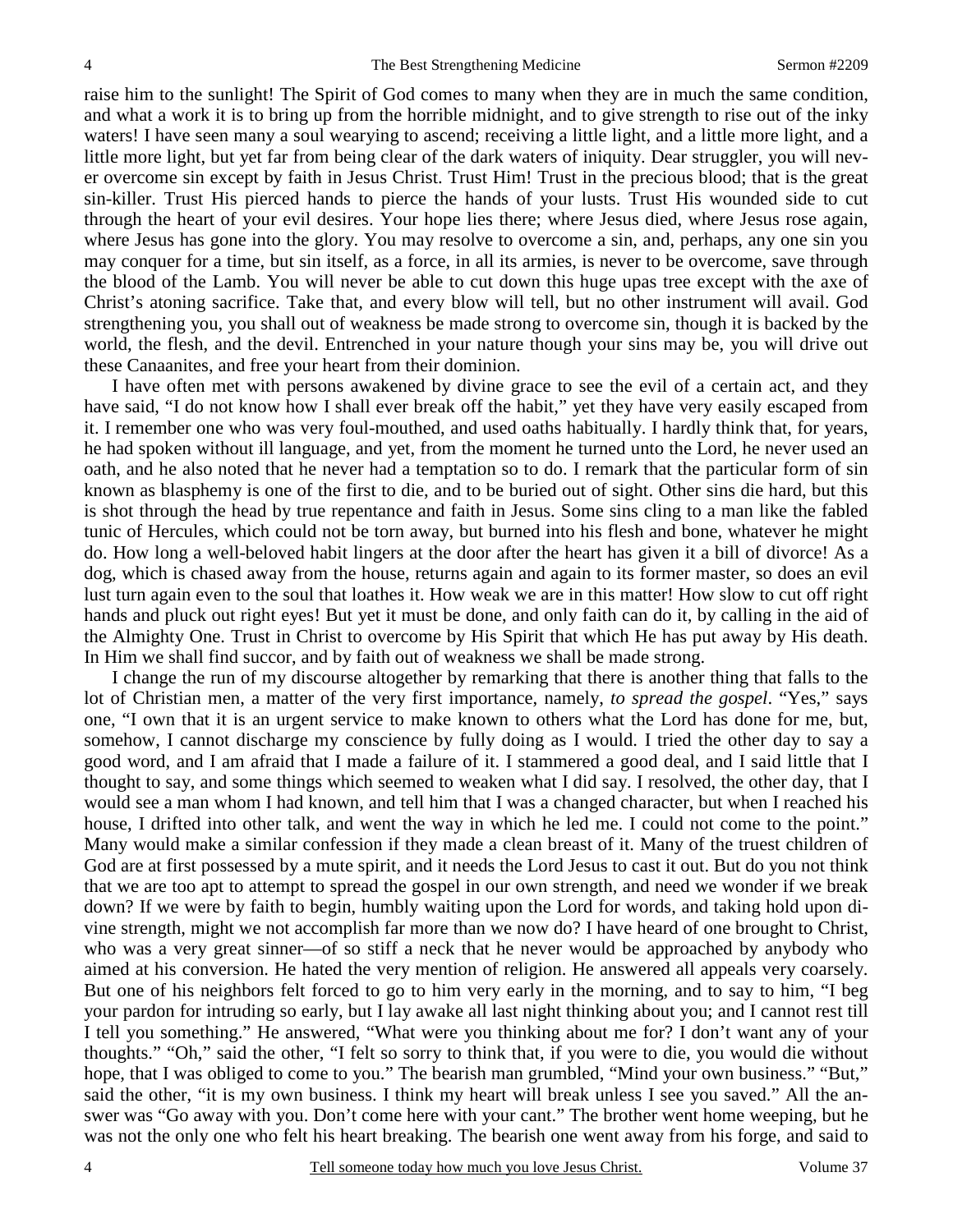raise him to the sunlight! The Spirit of God comes to many when they are in much the same condition, and what a work it is to bring up from the horrible midnight, and to give strength to rise out of the inky waters! I have seen many a soul wearying to ascend; receiving a little light, and a little more light, and a little more light, but yet far from being clear of the dark waters of iniquity. Dear struggler, you will never overcome sin except by faith in Jesus Christ. Trust Him! Trust in the precious blood; that is the great sin-killer. Trust His pierced hands to pierce the hands of your lusts. Trust His wounded side to cut through the heart of your evil desires. Your hope lies there; where Jesus died, where Jesus rose again, where Jesus has gone into the glory. You may resolve to overcome a sin, and, perhaps, any one sin you may conquer for a time, but sin itself, as a force, in all its armies, is never to be overcome, save through the blood of the Lamb. You will never be able to cut down this huge upas tree except with the axe of Christ's atoning sacrifice. Take that, and every blow will tell, but no other instrument will avail. God strengthening you, you shall out of weakness be made strong to overcome sin, though it is backed by the world, the flesh, and the devil. Entrenched in your nature though your sins may be, you will drive out these Canaanites, and free your heart from their dominion.

I have often met with persons awakened by divine grace to see the evil of a certain act, and they have said, "I do not know how I shall ever break off the habit," yet they have very easily escaped from it. I remember one who was very foul-mouthed, and used oaths habitually. I hardly think that, for years, he had spoken without ill language, and yet, from the moment he turned unto the Lord, he never used an oath, and he also noted that he never had a temptation so to do. I remark that the particular form of sin known as blasphemy is one of the first to die, and to be buried out of sight. Other sins die hard, but this is shot through the head by true repentance and faith in Jesus. Some sins cling to a man like the fabled tunic of Hercules, which could not be torn away, but burned into his flesh and bone, whatever he might do. How long a well-beloved habit lingers at the door after the heart has given it a bill of divorce! As a dog, which is chased away from the house, returns again and again to its former master, so does an evil lust turn again even to the soul that loathes it. How weak we are in this matter! How slow to cut off right hands and pluck out right eyes! But yet it must be done, and only faith can do it, by calling in the aid of the Almighty One. Trust in Christ to overcome by His Spirit that which He has put away by His death. In Him we shall find succor, and by faith out of weakness we shall be made strong.

I change the run of my discourse altogether by remarking that there is another thing that falls to the lot of Christian men, a matter of the very first importance, namely, *to spread the gospel*. "Yes," says one, "I own that it is an urgent service to make known to others what the Lord has done for me, but, somehow, I cannot discharge my conscience by fully doing as I would. I tried the other day to say a good word, and I am afraid that I made a failure of it. I stammered a good deal, and I said little that I thought to say, and some things which seemed to weaken what I did say. I resolved, the other day, that I would see a man whom I had known, and tell him that I was a changed character, but when I reached his house, I drifted into other talk, and went the way in which he led me. I could not come to the point." Many would make a similar confession if they made a clean breast of it. Many of the truest children of God are at first possessed by a mute spirit, and it needs the Lord Jesus to cast it out. But do you not think that we are too apt to attempt to spread the gospel in our own strength, and need we wonder if we break down? If we were by faith to begin, humbly waiting upon the Lord for words, and taking hold upon divine strength, might we not accomplish far more than we now do? I have heard of one brought to Christ, who was a very great sinner—of so stiff a neck that he never would be approached by anybody who aimed at his conversion. He hated the very mention of religion. He answered all appeals very coarsely. But one of his neighbors felt forced to go to him very early in the morning, and to say to him, "I beg your pardon for intruding so early, but I lay awake all last night thinking about you; and I cannot rest till I tell you something." He answered, "What were you thinking about me for? I don't want any of your thoughts." "Oh," said the other, "I felt so sorry to think that, if you were to die, you would die without hope, that I was obliged to come to you." The bearish man grumbled, "Mind your own business." "But," said the other, "it is my own business. I think my heart will break unless I see you saved." All the answer was "Go away with you. Don't come here with your cant." The brother went home weeping, but he was not the only one who felt his heart breaking. The bearish one went away from his forge, and said to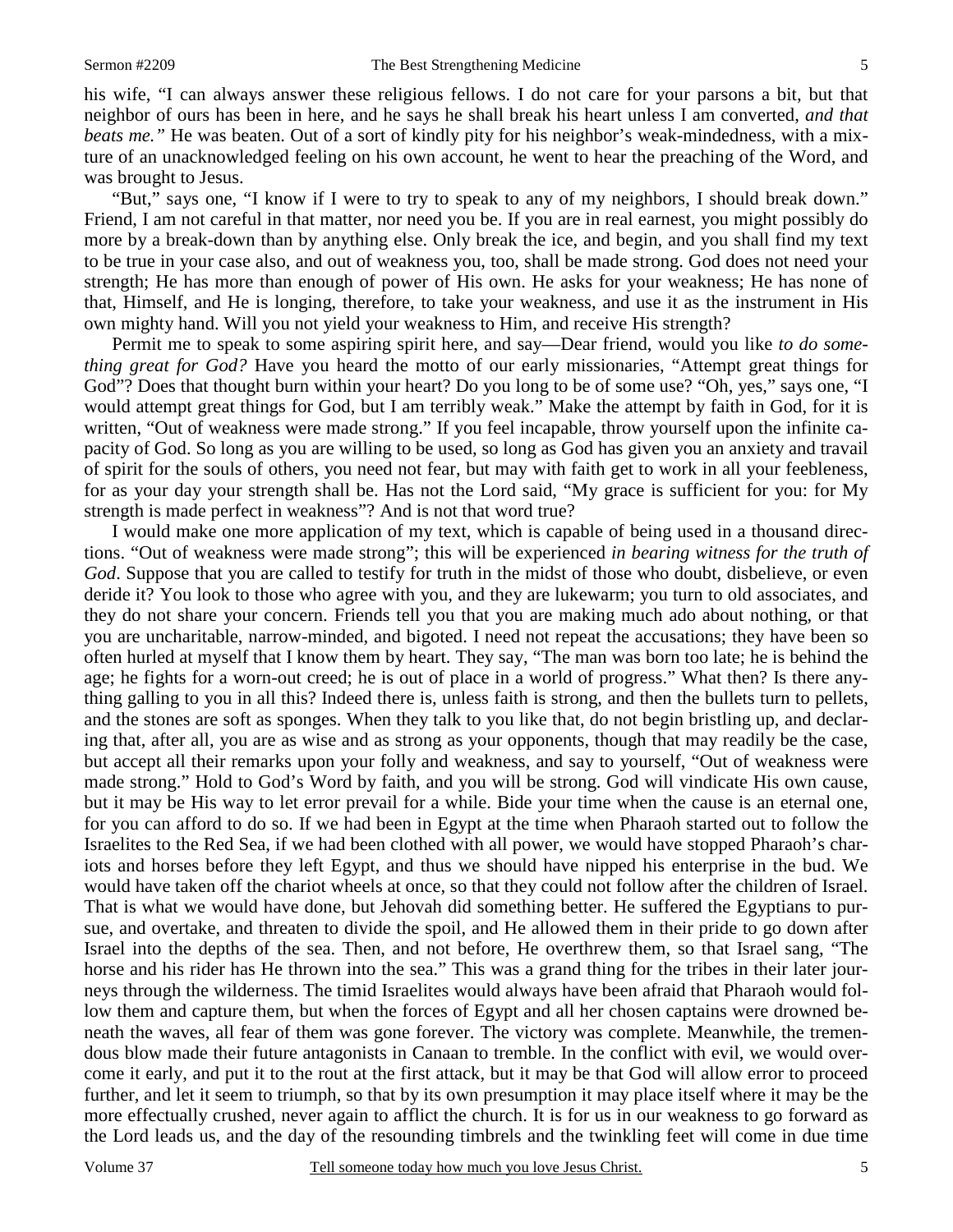his wife, "I can always answer these religious fellows. I do not care for your parsons a bit, but that neighbor of ours has been in here, and he says he shall break his heart unless I am converted, *and that beats me."* He was beaten. Out of a sort of kindly pity for his neighbor's weak-mindedness, with a mixture of an unacknowledged feeling on his own account, he went to hear the preaching of the Word, and was brought to Jesus.

"But," says one, "I know if I were to try to speak to any of my neighbors, I should break down." Friend, I am not careful in that matter, nor need you be. If you are in real earnest, you might possibly do more by a break-down than by anything else. Only break the ice, and begin, and you shall find my text to be true in your case also, and out of weakness you, too, shall be made strong. God does not need your strength; He has more than enough of power of His own. He asks for your weakness; He has none of that, Himself, and He is longing, therefore, to take your weakness, and use it as the instrument in His own mighty hand. Will you not yield your weakness to Him, and receive His strength?

Permit me to speak to some aspiring spirit here, and say—Dear friend, would you like *to do something great for God?* Have you heard the motto of our early missionaries, "Attempt great things for God"? Does that thought burn within your heart? Do you long to be of some use? "Oh, yes," says one, "I would attempt great things for God, but I am terribly weak." Make the attempt by faith in God, for it is written, "Out of weakness were made strong." If you feel incapable, throw yourself upon the infinite capacity of God. So long as you are willing to be used, so long as God has given you an anxiety and travail of spirit for the souls of others, you need not fear, but may with faith get to work in all your feebleness, for as your day your strength shall be. Has not the Lord said, "My grace is sufficient for you: for My strength is made perfect in weakness"? And is not that word true?

I would make one more application of my text, which is capable of being used in a thousand directions. "Out of weakness were made strong"; this will be experienced *in bearing witness for the truth of God*. Suppose that you are called to testify for truth in the midst of those who doubt, disbelieve, or even deride it? You look to those who agree with you, and they are lukewarm; you turn to old associates, and they do not share your concern. Friends tell you that you are making much ado about nothing, or that you are uncharitable, narrow-minded, and bigoted. I need not repeat the accusations; they have been so often hurled at myself that I know them by heart. They say, "The man was born too late; he is behind the age; he fights for a worn-out creed; he is out of place in a world of progress." What then? Is there anything galling to you in all this? Indeed there is, unless faith is strong, and then the bullets turn to pellets, and the stones are soft as sponges. When they talk to you like that, do not begin bristling up, and declaring that, after all, you are as wise and as strong as your opponents, though that may readily be the case, but accept all their remarks upon your folly and weakness, and say to yourself, "Out of weakness were made strong." Hold to God's Word by faith, and you will be strong. God will vindicate His own cause, but it may be His way to let error prevail for a while. Bide your time when the cause is an eternal one, for you can afford to do so. If we had been in Egypt at the time when Pharaoh started out to follow the Israelites to the Red Sea, if we had been clothed with all power, we would have stopped Pharaoh's chariots and horses before they left Egypt, and thus we should have nipped his enterprise in the bud. We would have taken off the chariot wheels at once, so that they could not follow after the children of Israel. That is what we would have done, but Jehovah did something better. He suffered the Egyptians to pursue, and overtake, and threaten to divide the spoil, and He allowed them in their pride to go down after Israel into the depths of the sea. Then, and not before, He overthrew them, so that Israel sang, "The horse and his rider has He thrown into the sea." This was a grand thing for the tribes in their later journeys through the wilderness. The timid Israelites would always have been afraid that Pharaoh would follow them and capture them, but when the forces of Egypt and all her chosen captains were drowned beneath the waves, all fear of them was gone forever. The victory was complete. Meanwhile, the tremendous blow made their future antagonists in Canaan to tremble. In the conflict with evil, we would overcome it early, and put it to the rout at the first attack, but it may be that God will allow error to proceed further, and let it seem to triumph, so that by its own presumption it may place itself where it may be the more effectually crushed, never again to afflict the church. It is for us in our weakness to go forward as the Lord leads us, and the day of the resounding timbrels and the twinkling feet will come in due time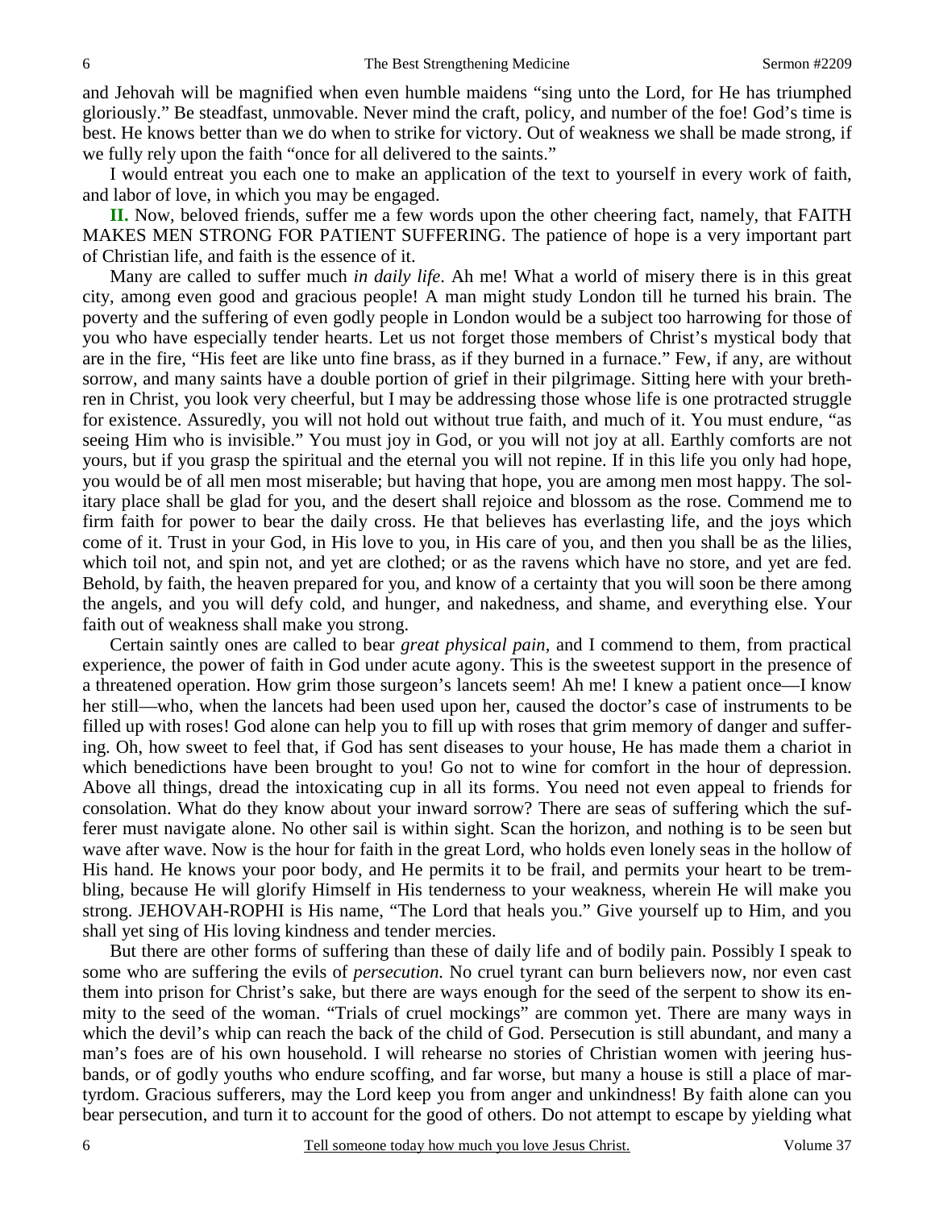and Jehovah will be magnified when even humble maidens "sing unto the Lord, for He has triumphed gloriously." Be steadfast, unmovable. Never mind the craft, policy, and number of the foe! God's time is best. He knows better than we do when to strike for victory. Out of weakness we shall be made strong, if we fully rely upon the faith "once for all delivered to the saints."

I would entreat you each one to make an application of the text to yourself in every work of faith, and labor of love, in which you may be engaged.

**II.** Now, beloved friends, suffer me a few words upon the other cheering fact, namely, that FAITH MAKES MEN STRONG FOR PATIENT SUFFERING. The patience of hope is a very important part of Christian life, and faith is the essence of it.

Many are called to suffer much *in daily life*. Ah me! What a world of misery there is in this great city, among even good and gracious people! A man might study London till he turned his brain. The poverty and the suffering of even godly people in London would be a subject too harrowing for those of you who have especially tender hearts. Let us not forget those members of Christ's mystical body that are in the fire, "His feet are like unto fine brass, as if they burned in a furnace." Few, if any, are without sorrow, and many saints have a double portion of grief in their pilgrimage. Sitting here with your brethren in Christ, you look very cheerful, but I may be addressing those whose life is one protracted struggle for existence. Assuredly, you will not hold out without true faith, and much of it. You must endure, "as seeing Him who is invisible." You must joy in God, or you will not joy at all. Earthly comforts are not yours, but if you grasp the spiritual and the eternal you will not repine. If in this life you only had hope, you would be of all men most miserable; but having that hope, you are among men most happy. The solitary place shall be glad for you, and the desert shall rejoice and blossom as the rose. Commend me to firm faith for power to bear the daily cross. He that believes has everlasting life, and the joys which come of it. Trust in your God, in His love to you, in His care of you, and then you shall be as the lilies, which toil not, and spin not, and yet are clothed; or as the ravens which have no store, and yet are fed. Behold, by faith, the heaven prepared for you, and know of a certainty that you will soon be there among the angels, and you will defy cold, and hunger, and nakedness, and shame, and everything else. Your faith out of weakness shall make you strong.

Certain saintly ones are called to bear *great physical pain,* and I commend to them, from practical experience, the power of faith in God under acute agony. This is the sweetest support in the presence of a threatened operation. How grim those surgeon's lancets seem! Ah me! I knew a patient once—I know her still—who, when the lancets had been used upon her, caused the doctor's case of instruments to be filled up with roses! God alone can help you to fill up with roses that grim memory of danger and suffering. Oh, how sweet to feel that, if God has sent diseases to your house, He has made them a chariot in which benedictions have been brought to you! Go not to wine for comfort in the hour of depression. Above all things, dread the intoxicating cup in all its forms. You need not even appeal to friends for consolation. What do they know about your inward sorrow? There are seas of suffering which the sufferer must navigate alone. No other sail is within sight. Scan the horizon, and nothing is to be seen but wave after wave. Now is the hour for faith in the great Lord, who holds even lonely seas in the hollow of His hand. He knows your poor body, and He permits it to be frail, and permits your heart to be trembling, because He will glorify Himself in His tenderness to your weakness, wherein He will make you strong. JEHOVAH-ROPHI is His name, "The Lord that heals you." Give yourself up to Him, and you shall yet sing of His loving kindness and tender mercies.

But there are other forms of suffering than these of daily life and of bodily pain. Possibly I speak to some who are suffering the evils of *persecution.* No cruel tyrant can burn believers now, nor even cast them into prison for Christ's sake, but there are ways enough for the seed of the serpent to show its enmity to the seed of the woman. "Trials of cruel mockings" are common yet. There are many ways in which the devil's whip can reach the back of the child of God. Persecution is still abundant, and many a man's foes are of his own household. I will rehearse no stories of Christian women with jeering husbands, or of godly youths who endure scoffing, and far worse, but many a house is still a place of martyrdom. Gracious sufferers, may the Lord keep you from anger and unkindness! By faith alone can you bear persecution, and turn it to account for the good of others. Do not attempt to escape by yielding what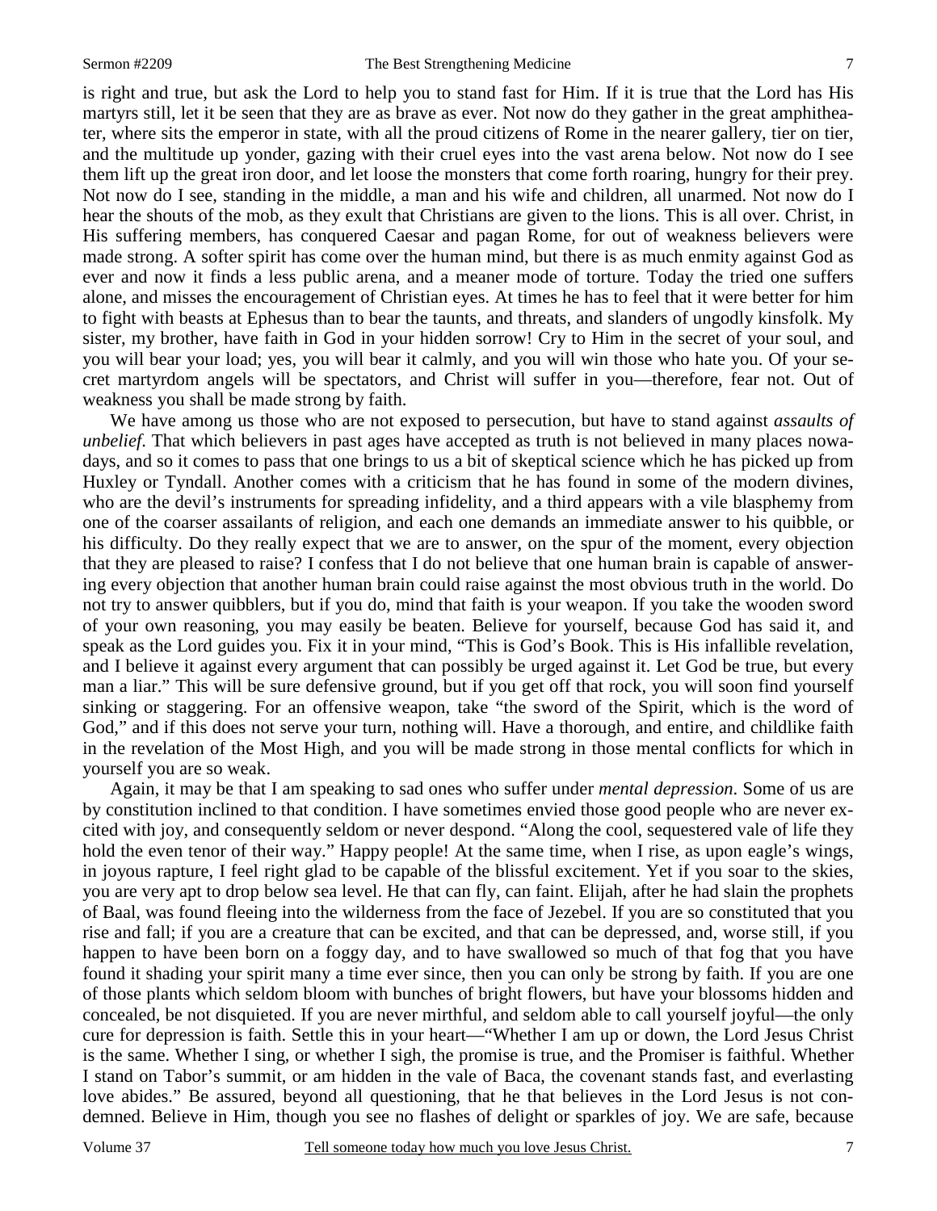is right and true, but ask the Lord to help you to stand fast for Him. If it is true that the Lord has His martyrs still, let it be seen that they are as brave as ever. Not now do they gather in the great amphitheater, where sits the emperor in state, with all the proud citizens of Rome in the nearer gallery, tier on tier, and the multitude up yonder, gazing with their cruel eyes into the vast arena below. Not now do I see them lift up the great iron door, and let loose the monsters that come forth roaring, hungry for their prey. Not now do I see, standing in the middle, a man and his wife and children, all unarmed. Not now do I hear the shouts of the mob, as they exult that Christians are given to the lions. This is all over. Christ, in His suffering members, has conquered Caesar and pagan Rome, for out of weakness believers were made strong. A softer spirit has come over the human mind, but there is as much enmity against God as ever and now it finds a less public arena, and a meaner mode of torture. Today the tried one suffers alone, and misses the encouragement of Christian eyes. At times he has to feel that it were better for him to fight with beasts at Ephesus than to bear the taunts, and threats, and slanders of ungodly kinsfolk. My sister, my brother, have faith in God in your hidden sorrow! Cry to Him in the secret of your soul, and you will bear your load; yes, you will bear it calmly, and you will win those who hate you. Of your secret martyrdom angels will be spectators, and Christ will suffer in you—therefore, fear not. Out of weakness you shall be made strong by faith.

We have among us those who are not exposed to persecution, but have to stand against *assaults of unbelief*. That which believers in past ages have accepted as truth is not believed in many places nowadays, and so it comes to pass that one brings to us a bit of skeptical science which he has picked up from Huxley or Tyndall. Another comes with a criticism that he has found in some of the modern divines, who are the devil's instruments for spreading infidelity, and a third appears with a vile blasphemy from one of the coarser assailants of religion, and each one demands an immediate answer to his quibble, or his difficulty. Do they really expect that we are to answer, on the spur of the moment, every objection that they are pleased to raise? I confess that I do not believe that one human brain is capable of answering every objection that another human brain could raise against the most obvious truth in the world. Do not try to answer quibblers, but if you do, mind that faith is your weapon. If you take the wooden sword of your own reasoning, you may easily be beaten. Believe for yourself, because God has said it, and speak as the Lord guides you. Fix it in your mind, "This is God's Book. This is His infallible revelation, and I believe it against every argument that can possibly be urged against it. Let God be true, but every man a liar." This will be sure defensive ground, but if you get off that rock, you will soon find yourself sinking or staggering. For an offensive weapon, take "the sword of the Spirit, which is the word of God," and if this does not serve your turn, nothing will. Have a thorough, and entire, and childlike faith in the revelation of the Most High, and you will be made strong in those mental conflicts for which in yourself you are so weak.

Again, it may be that I am speaking to sad ones who suffer under *mental depression*. Some of us are by constitution inclined to that condition. I have sometimes envied those good people who are never excited with joy, and consequently seldom or never despond. "Along the cool, sequestered vale of life they hold the even tenor of their way." Happy people! At the same time, when I rise, as upon eagle's wings, in joyous rapture, I feel right glad to be capable of the blissful excitement. Yet if you soar to the skies, you are very apt to drop below sea level. He that can fly, can faint. Elijah, after he had slain the prophets of Baal, was found fleeing into the wilderness from the face of Jezebel. If you are so constituted that you rise and fall; if you are a creature that can be excited, and that can be depressed, and, worse still, if you happen to have been born on a foggy day, and to have swallowed so much of that fog that you have found it shading your spirit many a time ever since, then you can only be strong by faith. If you are one of those plants which seldom bloom with bunches of bright flowers, but have your blossoms hidden and concealed, be not disquieted. If you are never mirthful, and seldom able to call yourself joyful—the only cure for depression is faith. Settle this in your heart—"Whether I am up or down, the Lord Jesus Christ is the same. Whether I sing, or whether I sigh, the promise is true, and the Promiser is faithful. Whether I stand on Tabor's summit, or am hidden in the vale of Baca, the covenant stands fast, and everlasting love abides." Be assured, beyond all questioning, that he that believes in the Lord Jesus is not condemned. Believe in Him, though you see no flashes of delight or sparkles of joy. We are safe, because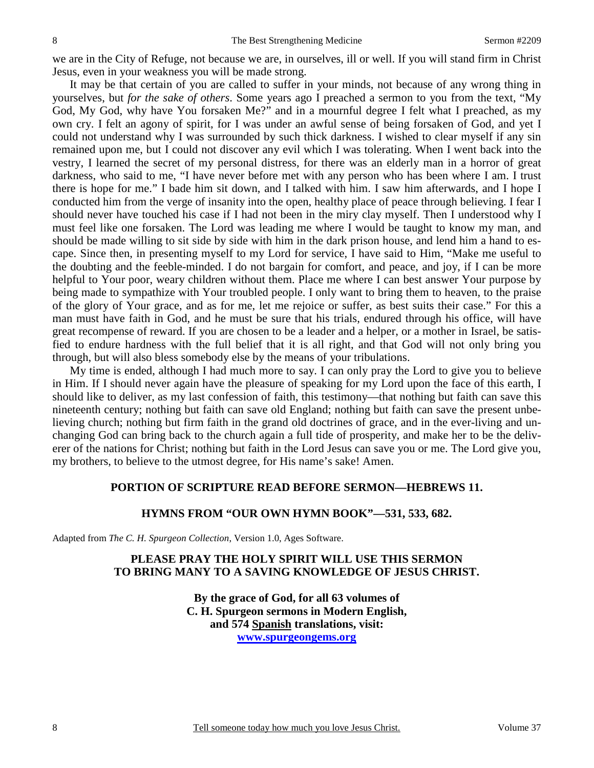we are in the City of Refuge, not because we are, in ourselves, ill or well. If you will stand firm in Christ Jesus, even in your weakness you will be made strong.

It may be that certain of you are called to suffer in your minds, not because of any wrong thing in yourselves, but *for the sake of others*. Some years ago I preached a sermon to you from the text, "My God, My God, why have You forsaken Me?" and in a mournful degree I felt what I preached, as my own cry. I felt an agony of spirit, for I was under an awful sense of being forsaken of God, and yet I could not understand why I was surrounded by such thick darkness. I wished to clear myself if any sin remained upon me, but I could not discover any evil which I was tolerating. When I went back into the vestry, I learned the secret of my personal distress, for there was an elderly man in a horror of great darkness, who said to me, "I have never before met with any person who has been where I am. I trust there is hope for me." I bade him sit down, and I talked with him. I saw him afterwards, and I hope I conducted him from the verge of insanity into the open, healthy place of peace through believing. I fear I should never have touched his case if I had not been in the miry clay myself. Then I understood why I must feel like one forsaken. The Lord was leading me where I would be taught to know my man, and should be made willing to sit side by side with him in the dark prison house, and lend him a hand to escape. Since then, in presenting myself to my Lord for service, I have said to Him, "Make me useful to the doubting and the feeble-minded. I do not bargain for comfort, and peace, and joy, if I can be more helpful to Your poor, weary children without them. Place me where I can best answer Your purpose by being made to sympathize with Your troubled people. I only want to bring them to heaven, to the praise of the glory of Your grace, and as for me, let me rejoice or suffer, as best suits their case." For this a man must have faith in God, and he must be sure that his trials, endured through his office, will have great recompense of reward. If you are chosen to be a leader and a helper, or a mother in Israel, be satisfied to endure hardness with the full belief that it is all right, and that God will not only bring you through, but will also bless somebody else by the means of your tribulations.

My time is ended, although I had much more to say. I can only pray the Lord to give you to believe in Him. If I should never again have the pleasure of speaking for my Lord upon the face of this earth, I should like to deliver, as my last confession of faith, this testimony—that nothing but faith can save this nineteenth century; nothing but faith can save old England; nothing but faith can save the present unbelieving church; nothing but firm faith in the grand old doctrines of grace, and in the ever-living and unchanging God can bring back to the church again a full tide of prosperity, and make her to be the deliverer of the nations for Christ; nothing but faith in the Lord Jesus can save you or me. The Lord give you, my brothers, to believe to the utmost degree, for His name's sake! Amen.

**PORTION OF SCRIPTURE READ BEFORE SERMON—HEBREWS 11.**

**HYMNS FROM "OUR OWN HYMN BOOK"—531, 533, 682.**

Adapted from *The C. H. Spurgeon Collection*, Version 1.0, Ages Software.

**PLEASE PRAY THE HOLY SPIRIT WILL USE THIS SERMON TO BRING MANY TO A SAVING KNOWLEDGE OF JESUS CHRIST.**

**By the grace of God, for all 63 volumes of C. H. Spurgeon sermons in Modern English, and 574 Spanish translations, visit: www.spurgeongems.org**

Tell someone today how much you love Jesus Christ.